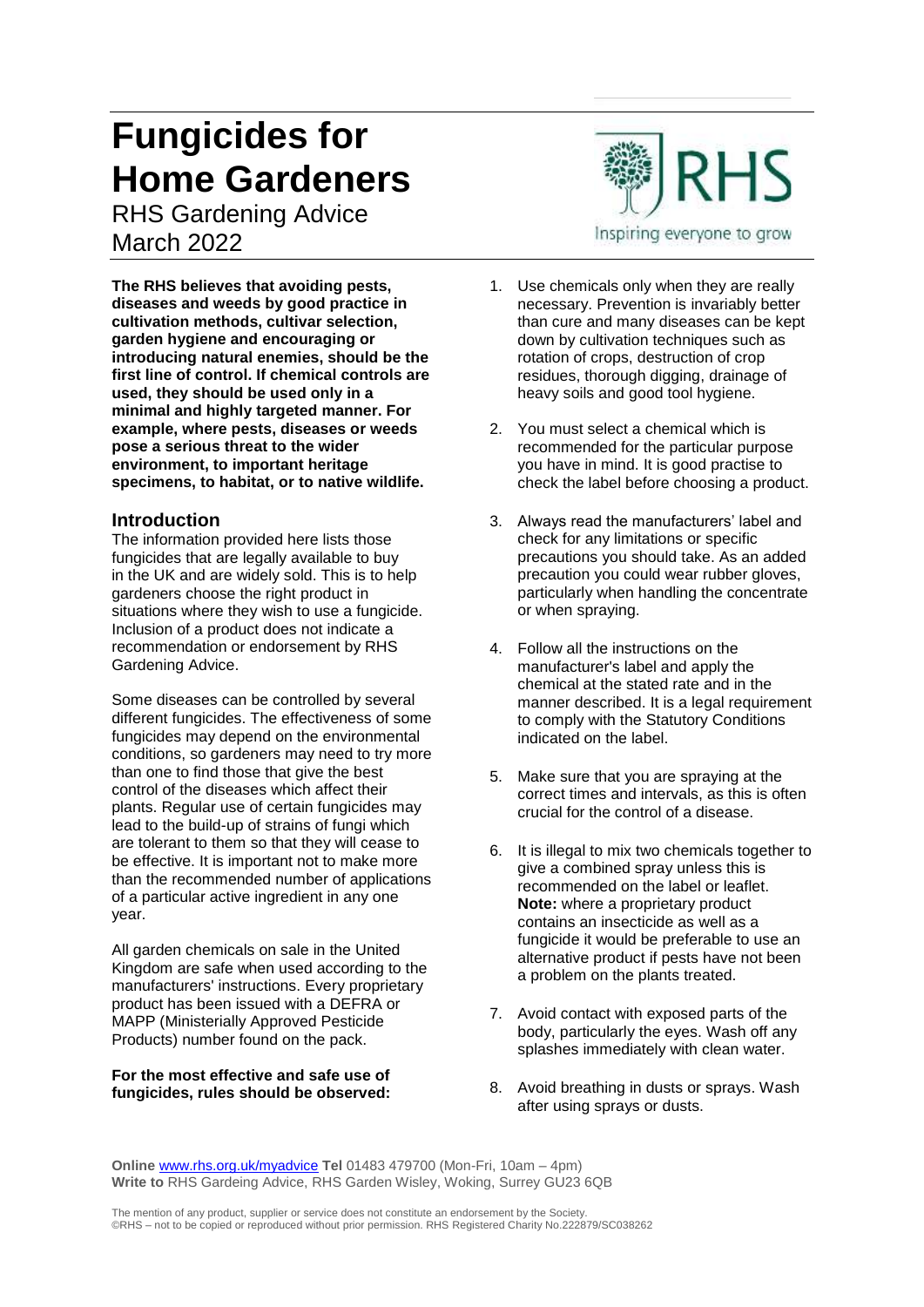# Fungicides for Home Gardeners

RHS Gardening Advice
March 2022

**The RHS believes that avoiding pests, diseases and weeds by good practice in cultivation methods, cultivar selection, garden hygiene and encouraging or introducing natural enemies, should be the first line of control. If chemical controls are used, they should be used only in a minimal and highly targeted manner. For example, where pests, diseases or weeds pose a serious threat to the wider environment, to important heritage specimens, to habitat, or to native wildlife.**

## Introduction

The information provided here lists those fungicides that are legally available to buy in the UK and are widely sold. This is to help gardeners choose the right product in situations where they wish to use a fungicide. Inclusion of a product does not indicate a recommendation or endorsement by RHS Gardening Advice.

Some diseases can be controlled by several different fungicides. The effectiveness of some fungicides may depend on the environmental conditions, so gardeners may need to try more than one to find those that give the best control of the diseases which affect their plants. Regular use of certain fungicides may lead to the build-up of strains of fungi which are tolerant to them so that they will cease to be effective. It is important not to make more than the recommended number of applications of a particular active ingredient in any one year.

All garden chemicals on sale in the United Kingdom are safe when used according to the manufacturers' instructions. Every proprietary product has been issued with a DEFRA or MAPP (Ministerially Approved Pesticide Products) number found on the pack.

**For the most effective and safe use of fungicides, rules should be observed:**

1. Use chemicals only when they are really necessary. Prevention is invariably better than cure and many diseases can be kept down by cultivation techniques such as rotation of crops, destruction of crop residues, thorough digging, drainage of heavy soils and good tool hygiene.
2. You must select a chemical which is recommended for the particular purpose you have in mind. It is good practise to check the label before choosing a product.
3. Always read the manufacturers' label and check for any limitations or specific precautions you should take. As an added precaution you could wear rubber gloves, particularly when handling the concentrate or when spraying.
4. Follow all the instructions on the manufacturer's label and apply the chemical at the stated rate and in the manner described. It is a legal requirement to comply with the Statutory Conditions indicated on the label.
5. Make sure that you are spraying at the correct times and intervals, as this is often crucial for the control of a disease.
6. It is illegal to mix two chemicals together to give a combined spray unless this is recommended on the label or leaflet. **Note:** where a proprietary product contains an insecticide as well as a fungicide it would be preferable to use an alternative product if pests have not been a problem on the plants treated.
7. Avoid contact with exposed parts of the body, particularly the eyes. Wash off any splashes immediately with clean water.
8. Avoid breathing in dusts or sprays. Wash after using sprays or dusts.

**Online** www.rhs.org.uk/myadvice **Tel** 01483 479700 (Mon-Fri, 10am – 4pm)
**Write to** RHS Gardeing Advice, RHS Garden Wisley, Woking, Surrey GU23 6QB

The mention of any product, supplier or service does not constitute an endorsement by the Society.
©RHS – not to be copied or reproduced without prior permission. RHS Registered Charity No.222879/SC038262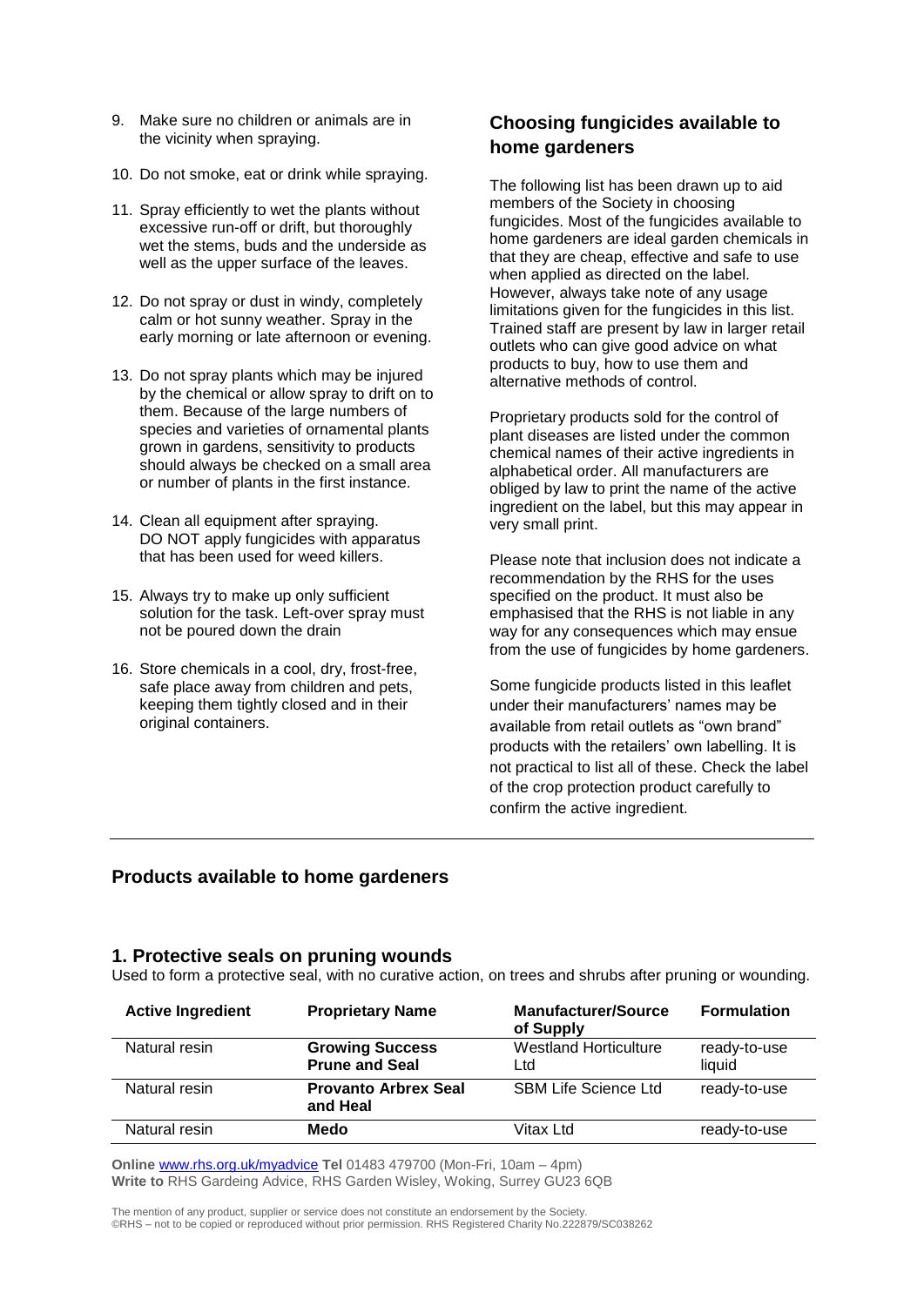9. Make sure no children or animals are in the vicinity when spraying.

10. Do not smoke, eat or drink while spraying.

11. Spray efficiently to wet the plants without excessive run-off or drift, but thoroughly wet the stems, buds and the underside as well as the upper surface of the leaves.

12. Do not spray or dust in windy, completely calm or hot sunny weather. Spray in the early morning or late afternoon or evening.

13. Do not spray plants which may be injured by the chemical or allow spray to drift on to them. Because of the large numbers of species and varieties of ornamental plants grown in gardens, sensitivity to products should always be checked on a small area or number of plants in the first instance.

14. Clean all equipment after spraying. DO NOT apply fungicides with apparatus that has been used for weed killers.

15. Always try to make up only sufficient solution for the task. Left-over spray must not be poured down the drain

16. Store chemicals in a cool, dry, frost-free, safe place away from children and pets, keeping them tightly closed and in their original containers.

## Choosing fungicides available to home gardeners

The following list has been drawn up to aid members of the Society in choosing fungicides. Most of the fungicides available to home gardeners are ideal garden chemicals in that they are cheap, effective and safe to use when applied as directed on the label. However, always take note of any usage limitations given for the fungicides in this list. Trained staff are present by law in larger retail outlets who can give good advice on what products to buy, how to use them and alternative methods of control.

Proprietary products sold for the control of plant diseases are listed under the common chemical names of their active ingredients in alphabetical order. All manufacturers are obliged by law to print the name of the active ingredient on the label, but this may appear in very small print.

Please note that inclusion does not indicate a recommendation by the RHS for the uses specified on the product. It must also be emphasised that the RHS is not liable in any way for any consequences which may ensue from the use of fungicides by home gardeners.

Some fungicide products listed in this leaflet under their manufacturers' names may be available from retail outlets as "own brand" products with the retailers' own labelling. It is not practical to list all of these. Check the label of the crop protection product carefully to confirm the active ingredient.

## Products available to home gardeners

### 1. Protective seals on pruning wounds

Used to form a protective seal, with no curative action, on trees and shrubs after pruning or wounding.

| Active Ingredient | Proprietary Name | Manufacturer/Source of Supply | Formulation |
|---|---|---|---|
| Natural resin | **Growing Success Prune and Seal** | Westland Horticulture Ltd | ready-to-use liquid |
| Natural resin | **Provanto Arbrex Seal and Heal** | SBM Life Science Ltd | ready-to-use |
| Natural resin | **Medo** | Vitax Ltd | ready-to-use |

**Online** www.rhs.org.uk/myadvice **Tel** 01483 479700 (Mon-Fri, 10am – 4pm)
**Write to** RHS Gardeing Advice, RHS Garden Wisley, Woking, Surrey GU23 6QB

The mention of any product, supplier or service does not constitute an endorsement by the Society.
©RHS – not to be copied or reproduced without prior permission. RHS Registered Charity No.222879/SC038262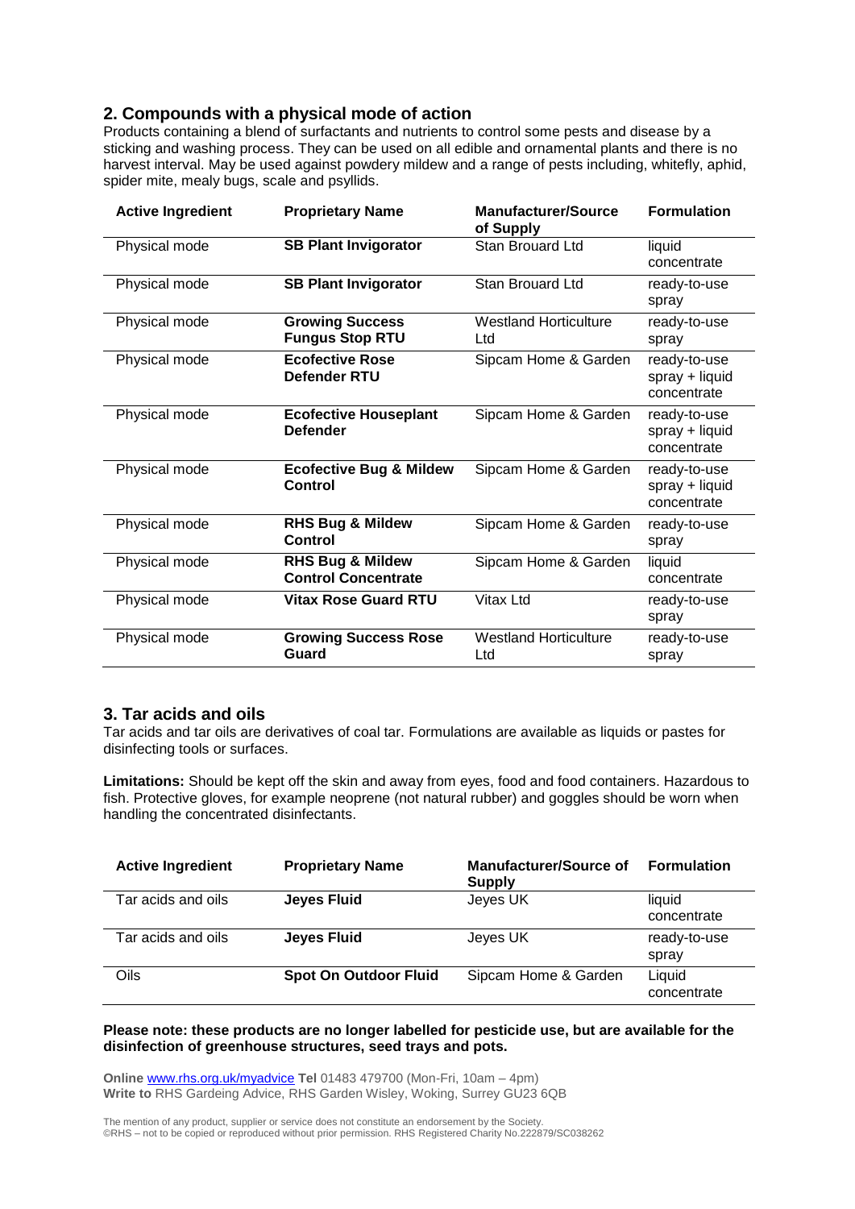## 2. Compounds with a physical mode of action

Products containing a blend of surfactants and nutrients to control some pests and disease by a sticking and washing process. They can be used on all edible and ornamental plants and there is no harvest interval. May be used against powdery mildew and a range of pests including, whitefly, aphid, spider mite, mealy bugs, scale and psyllids.

| Active Ingredient | Proprietary Name | Manufacturer/Source of Supply | Formulation |
|---|---|---|---|
| Physical mode | **SB Plant Invigorator** | Stan Brouard Ltd | liquid concentrate |
| Physical mode | **SB Plant Invigorator** | Stan Brouard Ltd | ready-to-use spray |
| Physical mode | **Growing Success Fungus Stop RTU** | Westland Horticulture Ltd | ready-to-use spray |
| Physical mode | **Ecofective Rose Defender RTU** | Sipcam Home & Garden | ready-to-use spray + liquid concentrate |
| Physical mode | **Ecofective Houseplant Defender** | Sipcam Home & Garden | ready-to-use spray + liquid concentrate |
| Physical mode | **Ecofective Bug & Mildew Control** | Sipcam Home & Garden | ready-to-use spray + liquid concentrate |
| Physical mode | **RHS Bug & Mildew Control** | Sipcam Home & Garden | ready-to-use spray |
| Physical mode | **RHS Bug & Mildew Control Concentrate** | Sipcam Home & Garden | liquid concentrate |
| Physical mode | **Vitax Rose Guard RTU** | Vitax Ltd | ready-to-use spray |
| Physical mode | **Growing Success Rose Guard** | Westland Horticulture Ltd | ready-to-use spray |

## 3. Tar acids and oils

Tar acids and tar oils are derivatives of coal tar. Formulations are available as liquids or pastes for disinfecting tools or surfaces.

**Limitations:** Should be kept off the skin and away from eyes, food and food containers. Hazardous to fish. Protective gloves, for example neoprene (not natural rubber) and goggles should be worn when handling the concentrated disinfectants.

| Active Ingredient | Proprietary Name | Manufacturer/Source of Supply | Formulation |
|---|---|---|---|
| Tar acids and oils | **Jeyes Fluid** | Jeyes UK | liquid concentrate |
| Tar acids and oils | **Jeyes Fluid** | Jeyes UK | ready-to-use spray |
| Oils | **Spot On Outdoor Fluid** | Sipcam Home & Garden | Liquid concentrate |

**Please note: these products are no longer labelled for pesticide use, but are available for the disinfection of greenhouse structures, seed trays and pots.**

**Online** www.rhs.org.uk/myadvice **Tel** 01483 479700 (Mon-Fri, 10am – 4pm)
**Write to** RHS Gardeing Advice, RHS Garden Wisley, Woking, Surrey GU23 6QB

The mention of any product, supplier or service does not constitute an endorsement by the Society.
©RHS – not to be copied or reproduced without prior permission. RHS Registered Charity No.222879/SC038262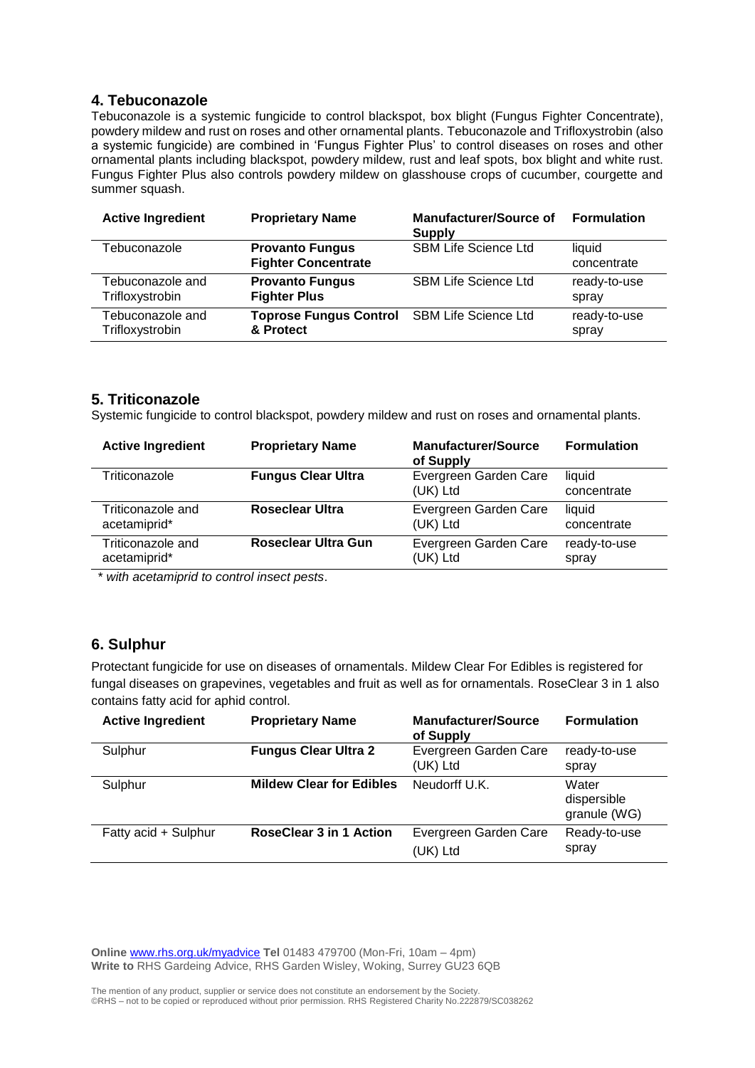## 4. Tebuconazole

Tebuconazole is a systemic fungicide to control blackspot, box blight (Fungus Fighter Concentrate), powdery mildew and rust on roses and other ornamental plants. Tebuconazole and Trifloxystrobin (also a systemic fungicide) are combined in 'Fungus Fighter Plus' to control diseases on roses and other ornamental plants including blackspot, powdery mildew, rust and leaf spots, box blight and white rust. Fungus Fighter Plus also controls powdery mildew on glasshouse crops of cucumber, courgette and summer squash.

| Active Ingredient | Proprietary Name | Manufacturer/Source of Supply | Formulation |
|---|---|---|---|
| Tebuconazole | **Provanto Fungus Fighter Concentrate** | SBM Life Science Ltd | liquid concentrate |
| Tebuconazole and Trifloxystrobin | **Provanto Fungus Fighter Plus** | SBM Life Science Ltd | ready-to-use spray |
| Tebuconazole and Trifloxystrobin | **Toprose Fungus Control & Protect** | SBM Life Science Ltd | ready-to-use spray |

## 5. Triticonazole

Systemic fungicide to control blackspot, powdery mildew and rust on roses and ornamental plants.

| Active Ingredient | Proprietary Name | Manufacturer/Source of Supply | Formulation |
|---|---|---|---|
| Triticonazole | **Fungus Clear Ultra** | Evergreen Garden Care (UK) Ltd | liquid concentrate |
| Triticonazole and acetamiprid* | **Roseclear Ultra** | Evergreen Garden Care (UK) Ltd | liquid concentrate |
| Triticonazole and acetamiprid* | **Roseclear Ultra Gun** | Evergreen Garden Care (UK) Ltd | ready-to-use spray |

*\* with acetamiprid to control insect pests.*

## 6. Sulphur

Protectant fungicide for use on diseases of ornamentals. Mildew Clear For Edibles is registered for fungal diseases on grapevines, vegetables and fruit as well as for ornamentals. RoseClear 3 in 1 also contains fatty acid for aphid control.

| Active Ingredient | Proprietary Name | Manufacturer/Source of Supply | Formulation |
|---|---|---|---|
| Sulphur | **Fungus Clear Ultra 2** | Evergreen Garden Care (UK) Ltd | ready-to-use spray |
| Sulphur | **Mildew Clear for Edibles** | Neudorff U.K. | Water dispersible granule (WG) |
| Fatty acid + Sulphur | **RoseClear 3 in 1 Action** | Evergreen Garden Care (UK) Ltd | Ready-to-use spray |

**Online** www.rhs.org.uk/myadvice **Tel** 01483 479700 (Mon-Fri, 10am – 4pm)
**Write to** RHS Gardeing Advice, RHS Garden Wisley, Woking, Surrey GU23 6QB

The mention of any product, supplier or service does not constitute an endorsement by the Society.
©RHS – not to be copied or reproduced without prior permission. RHS Registered Charity No.222879/SC038262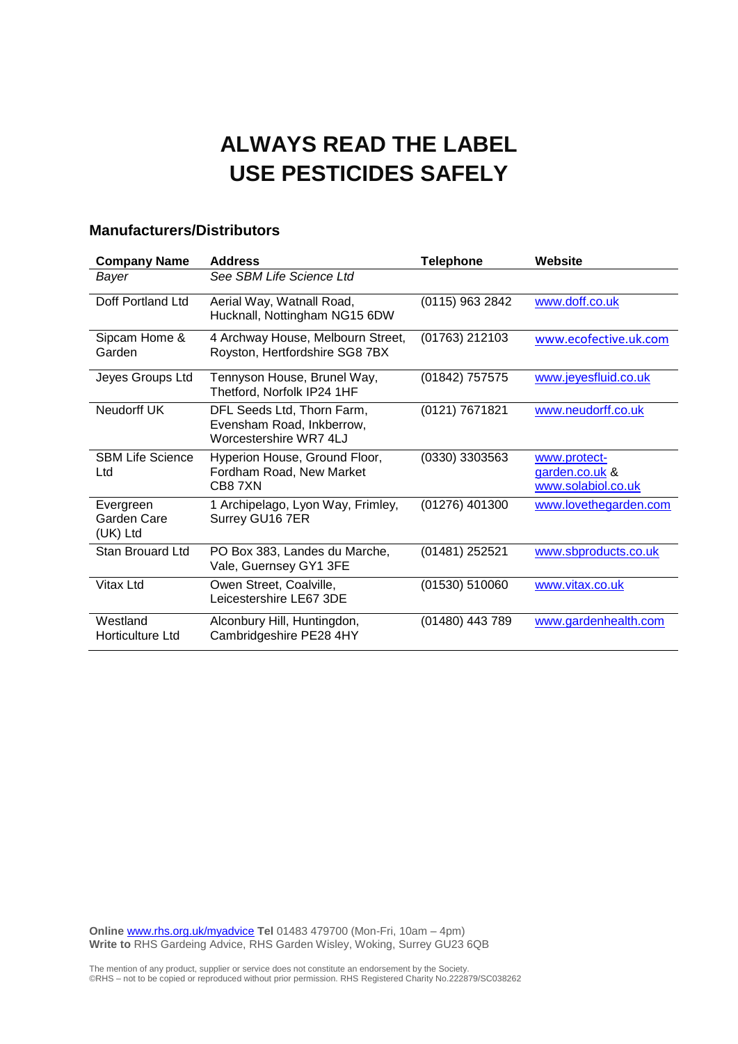# ALWAYS READ THE LABEL
# USE PESTICIDES SAFELY

### Manufacturers/Distributors

| Company Name | Address | Telephone | Website |
|---|---|---|---|
| *Bayer* | *See SBM Life Science Ltd* | | |
| Doff Portland Ltd | Aerial Way, Watnall Road, Hucknall, Nottingham NG15 6DW | (0115) 963 2842 | www.doff.co.uk |
| Sipcam Home & Garden | 4 Archway House, Melbourn Street, Royston, Hertfordshire SG8 7BX | (01763) 212103 | www.ecofective.uk.com |
| Jeyes Groups Ltd | Tennyson House, Brunel Way, Thetford, Norfolk IP24 1HF | (01842) 757575 | www.jeyesfluid.co.uk |
| Neudorff UK | DFL Seeds Ltd, Thorn Farm, Evensham Road, Inkberrow, Worcestershire WR7 4LJ | (0121) 7671821 | www.neudorff.co.uk |
| SBM Life Science Ltd | Hyperion House, Ground Floor, Fordham Road, New Market CB8 7XN | (0330) 3303563 | www.protect-garden.co.uk & www.solabiol.co.uk |
| Evergreen Garden Care (UK) Ltd | 1 Archipelago, Lyon Way, Frimley, Surrey GU16 7ER | (01276) 401300 | www.lovethegarden.com |
| Stan Brouard Ltd | PO Box 383, Landes du Marche, Vale, Guernsey GY1 3FE | (01481) 252521 | www.sbproducts.co.uk |
| Vitax Ltd | Owen Street, Coalville, Leicestershire LE67 3DE | (01530) 510060 | www.vitax.co.uk |
| Westland Horticulture Ltd | Alconbury Hill, Huntingdon, Cambridgeshire PE28 4HY | (01480) 443 789 | www.gardenhealth.com |

**Online** www.rhs.org.uk/myadvice **Tel** 01483 479700 (Mon-Fri, 10am – 4pm)
**Write to** RHS Gardeing Advice, RHS Garden Wisley, Woking, Surrey GU23 6QB

The mention of any product, supplier or service does not constitute an endorsement by the Society.
©RHS – not to be copied or reproduced without prior permission. RHS Registered Charity No.222879/SC038262